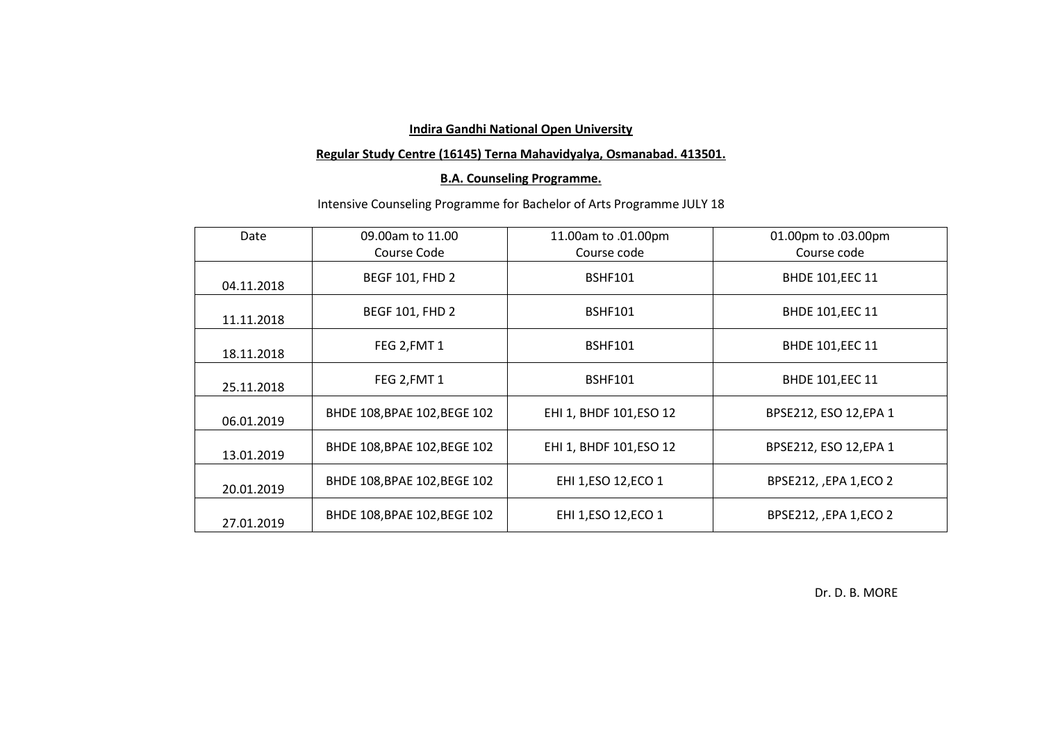**Indira Gandhi National Open University**

**Regular Study Centre (16145) Terna Mahavidyalya, Osmanabad. 413501.**

**B.A. Counseling Programme.**

Intensive Counseling Programme for Bachelor of Arts Programme JULY 18

| Date | 09.00am to 11.00<br>Course Code | 11.00am to .01.00pm<br>Course code | 01.00pm to .03.00pm<br>Course code |
|---|---|---|---|
| 04.11.2018 | BEGF 101, FHD 2 | BSHF101 | BHDE 101,EEC 11 |
| 11.11.2018 | BEGF 101, FHD 2 | BSHF101 | BHDE 101,EEC 11 |
| 18.11.2018 | FEG 2,FMT 1 | BSHF101 | BHDE 101,EEC 11 |
| 25.11.2018 | FEG 2,FMT 1 | BSHF101 | BHDE 101,EEC 11 |
| 06.01.2019 | BHDE 108,BPAE 102,BEGE 102 | EHI 1, BHDF 101,ESO 12 | BPSE212, ESO 12,EPA 1 |
| 13.01.2019 | BHDE 108,BPAE 102,BEGE 102 | EHI 1, BHDF 101,ESO 12 | BPSE212, ESO 12,EPA 1 |
| 20.01.2019 | BHDE 108,BPAE 102,BEGE 102 | EHI 1,ESO 12,ECO 1 | BPSE212, ,EPA 1,ECO 2 |
| 27.01.2019 | BHDE 108,BPAE 102,BEGE 102 | EHI 1,ESO 12,ECO 1 | BPSE212, ,EPA 1,ECO 2 |

Dr. D. B. MORE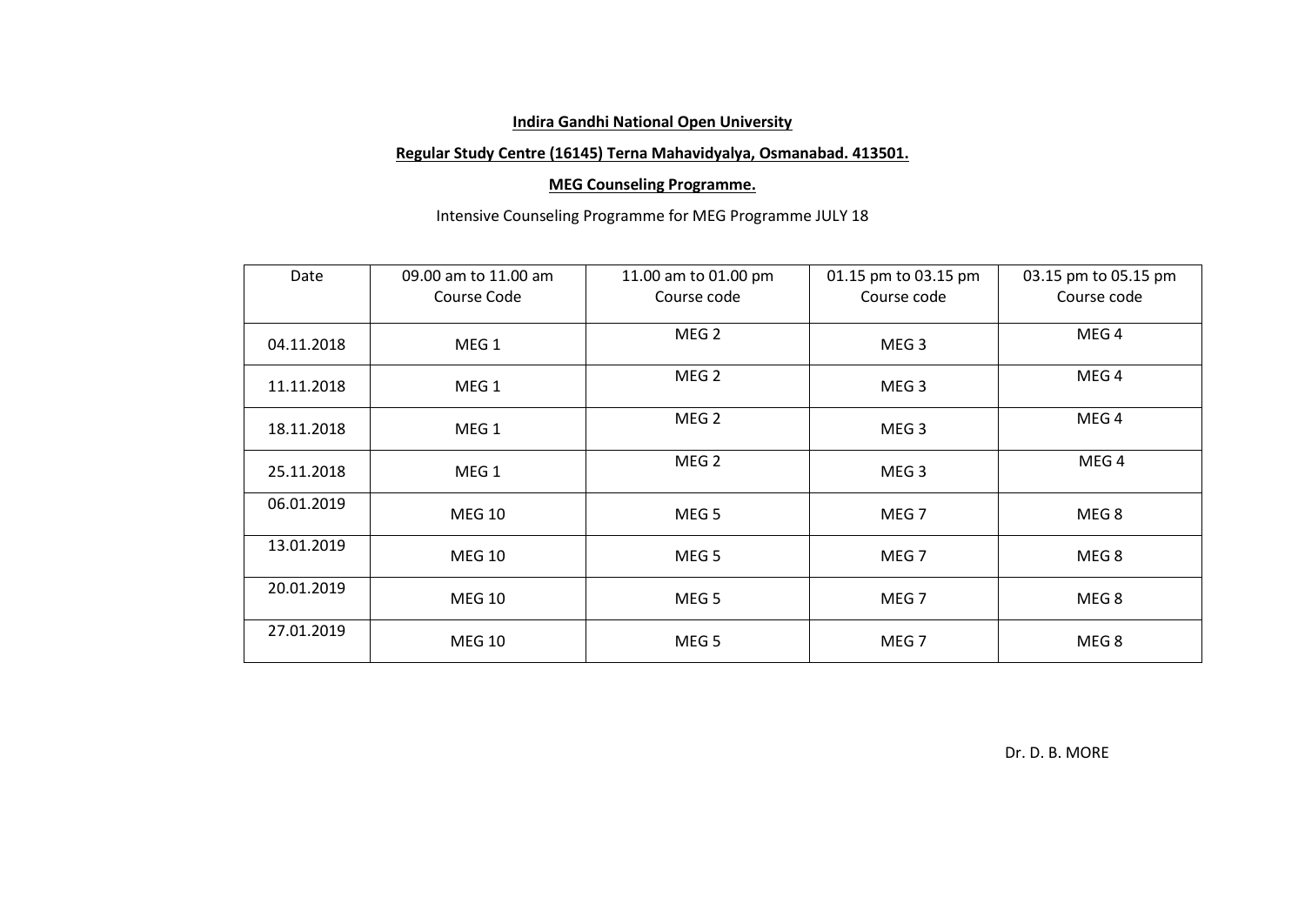**Indira Gandhi National Open University**

**Regular Study Centre (16145) Terna Mahavidyalya, Osmanabad. 413501.**

**MEG Counseling Programme.**

Intensive Counseling Programme for MEG Programme JULY 18

| Date | 09.00 am to 11.00 am Course Code | 11.00 am to 01.00 pm Course code | 01.15 pm to 03.15 pm Course code | 03.15 pm to 05.15 pm Course code |
|---|---|---|---|---|
| 04.11.2018 | MEG 1 | MEG 2 | MEG 3 | MEG 4 |
| 11.11.2018 | MEG 1 | MEG 2 | MEG 3 | MEG 4 |
| 18.11.2018 | MEG 1 | MEG 2 | MEG 3 | MEG 4 |
| 25.11.2018 | MEG 1 | MEG 2 | MEG 3 | MEG 4 |
| 06.01.2019 | MEG 10 | MEG 5 | MEG 7 | MEG 8 |
| 13.01.2019 | MEG 10 | MEG 5 | MEG 7 | MEG 8 |
| 20.01.2019 | MEG 10 | MEG 5 | MEG 7 | MEG 8 |
| 27.01.2019 | MEG 10 | MEG 5 | MEG 7 | MEG 8 |

Dr. D. B. MORE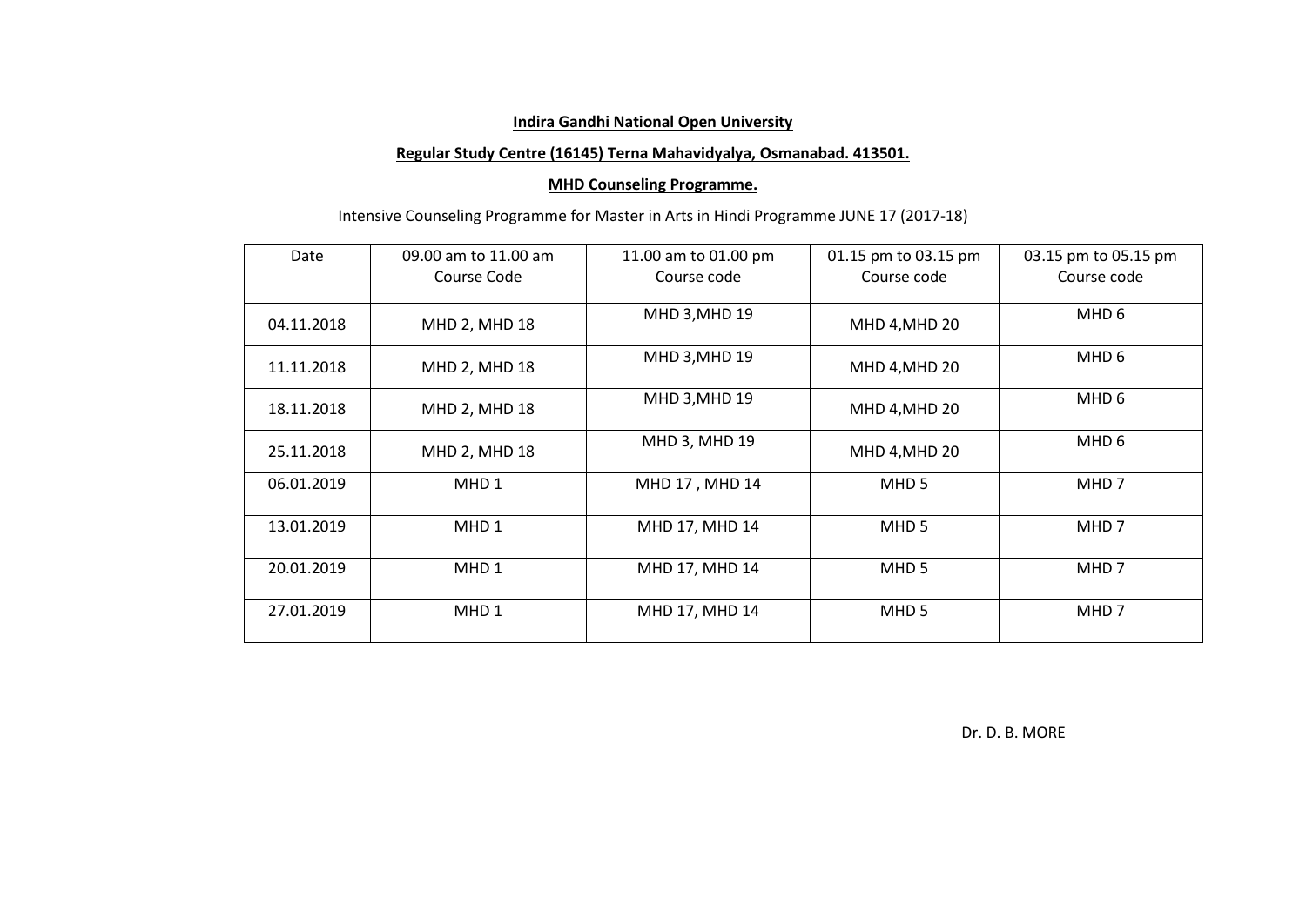**Indira Gandhi National Open University**

**Regular Study Centre (16145) Terna Mahavidyalya, Osmanabad. 413501.**

**MHD Counseling Programme.**

Intensive Counseling Programme for Master in Arts in Hindi Programme JUNE 17 (2017-18)

| Date | 09.00 am to 11.00 am Course Code | 11.00 am to 01.00 pm Course code | 01.15 pm to 03.15 pm Course code | 03.15 pm to 05.15 pm Course code |
|---|---|---|---|---|
| 04.11.2018 | MHD 2, MHD 18 | MHD 3,MHD 19 | MHD 4,MHD 20 | MHD 6 |
| 11.11.2018 | MHD 2, MHD 18 | MHD 3,MHD 19 | MHD 4,MHD 20 | MHD 6 |
| 18.11.2018 | MHD 2, MHD 18 | MHD 3,MHD 19 | MHD 4,MHD 20 | MHD 6 |
| 25.11.2018 | MHD 2, MHD 18 | MHD 3, MHD 19 | MHD 4,MHD 20 | MHD 6 |
| 06.01.2019 | MHD 1 | MHD 17 , MHD 14 | MHD 5 | MHD 7 |
| 13.01.2019 | MHD 1 | MHD 17, MHD 14 | MHD 5 | MHD 7 |
| 20.01.2019 | MHD 1 | MHD 17, MHD 14 | MHD 5 | MHD 7 |
| 27.01.2019 | MHD 1 | MHD 17, MHD 14 | MHD 5 | MHD 7 |

Dr. D. B. MORE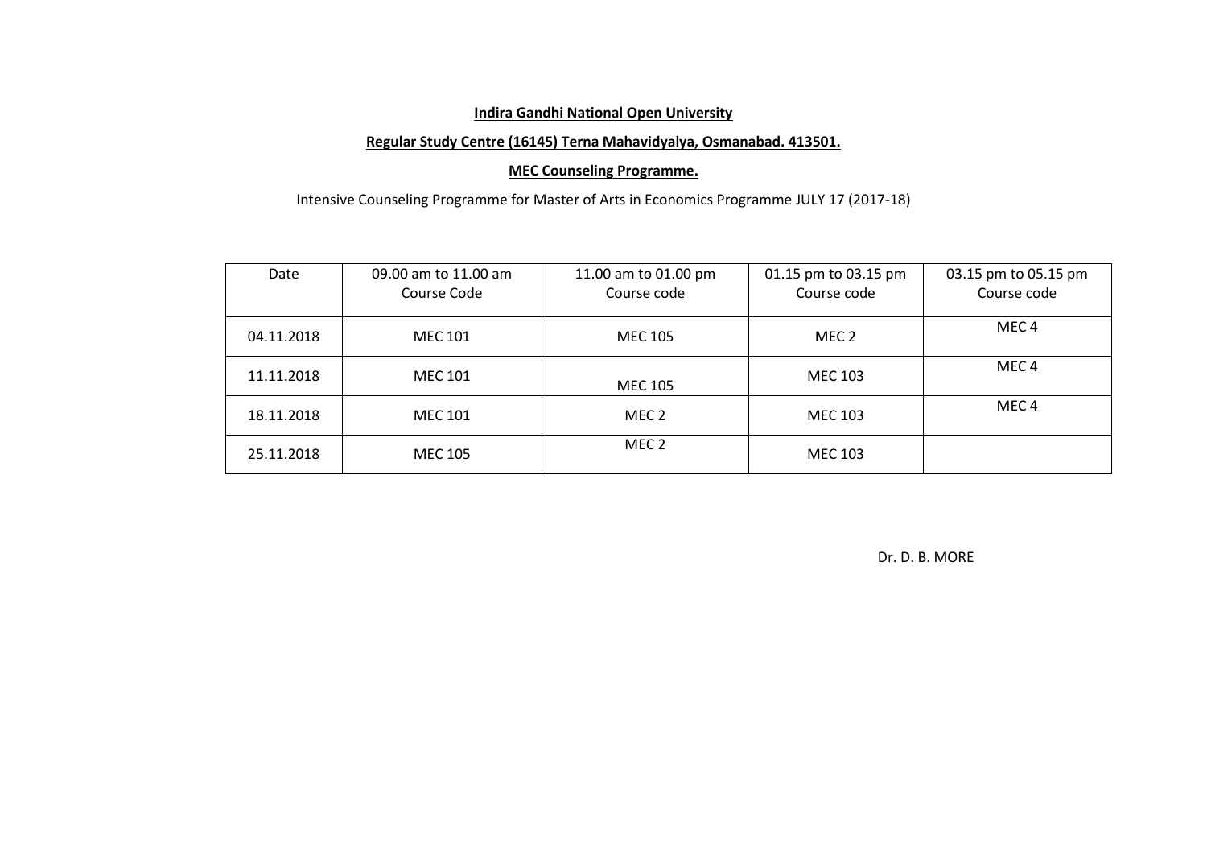**Indira Gandhi National Open University**

**Regular Study Centre (16145) Terna Mahavidyalya, Osmanabad. 413501.**

**MEC Counseling Programme.**

Intensive Counseling Programme for Master of Arts in Economics Programme JULY 17 (2017-18)

| Date | 09.00 am to 11.00 am Course Code | 11.00 am to 01.00 pm Course code | 01.15 pm to 03.15 pm Course code | 03.15 pm to 05.15 pm Course code |
|---|---|---|---|---|
| 04.11.2018 | MEC 101 | MEC 105 | MEC 2 | MEC 4 |
| 11.11.2018 | MEC 101 | MEC 105 | MEC 103 | MEC 4 |
| 18.11.2018 | MEC 101 | MEC 2 | MEC 103 | MEC 4 |
| 25.11.2018 | MEC 105 | MEC 2 | MEC 103 | |

Dr. D. B. MORE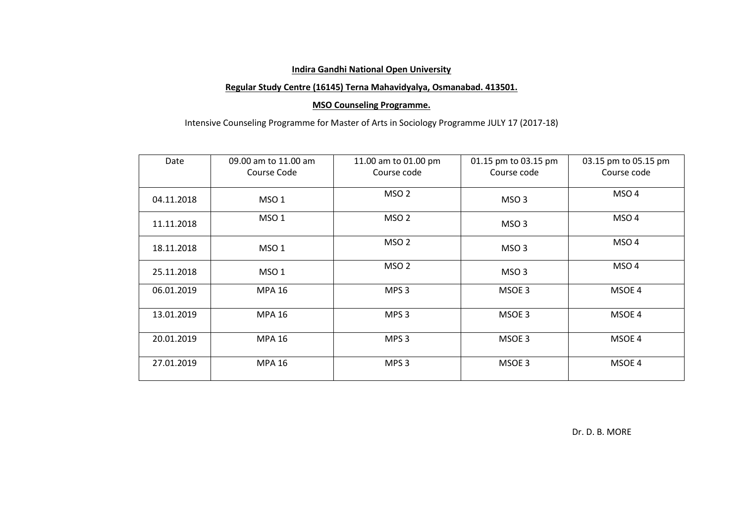**Indira Gandhi National Open University**

**Regular Study Centre (16145) Terna Mahavidyalya, Osmanabad. 413501.**

**MSO Counseling Programme.**

Intensive Counseling Programme for Master of Arts in Sociology Programme JULY 17 (2017-18)

| Date | 09.00 am to 11.00 am Course Code | 11.00 am to 01.00 pm Course code | 01.15 pm to 03.15 pm Course code | 03.15 pm to 05.15 pm Course code |
|---|---|---|---|---|
| 04.11.2018 | MSO 1 | MSO 2 | MSO 3 | MSO 4 |
| 11.11.2018 | MSO 1 | MSO 2 | MSO 3 | MSO 4 |
| 18.11.2018 | MSO 1 | MSO 2 | MSO 3 | MSO 4 |
| 25.11.2018 | MSO 1 | MSO 2 | MSO 3 | MSO 4 |
| 06.01.2019 | MPA 16 | MPS 3 | MSOE 3 | MSOE 4 |
| 13.01.2019 | MPA 16 | MPS 3 | MSOE 3 | MSOE 4 |
| 20.01.2019 | MPA 16 | MPS 3 | MSOE 3 | MSOE 4 |
| 27.01.2019 | MPA 16 | MPS 3 | MSOE 3 | MSOE 4 |

Dr. D. B. MORE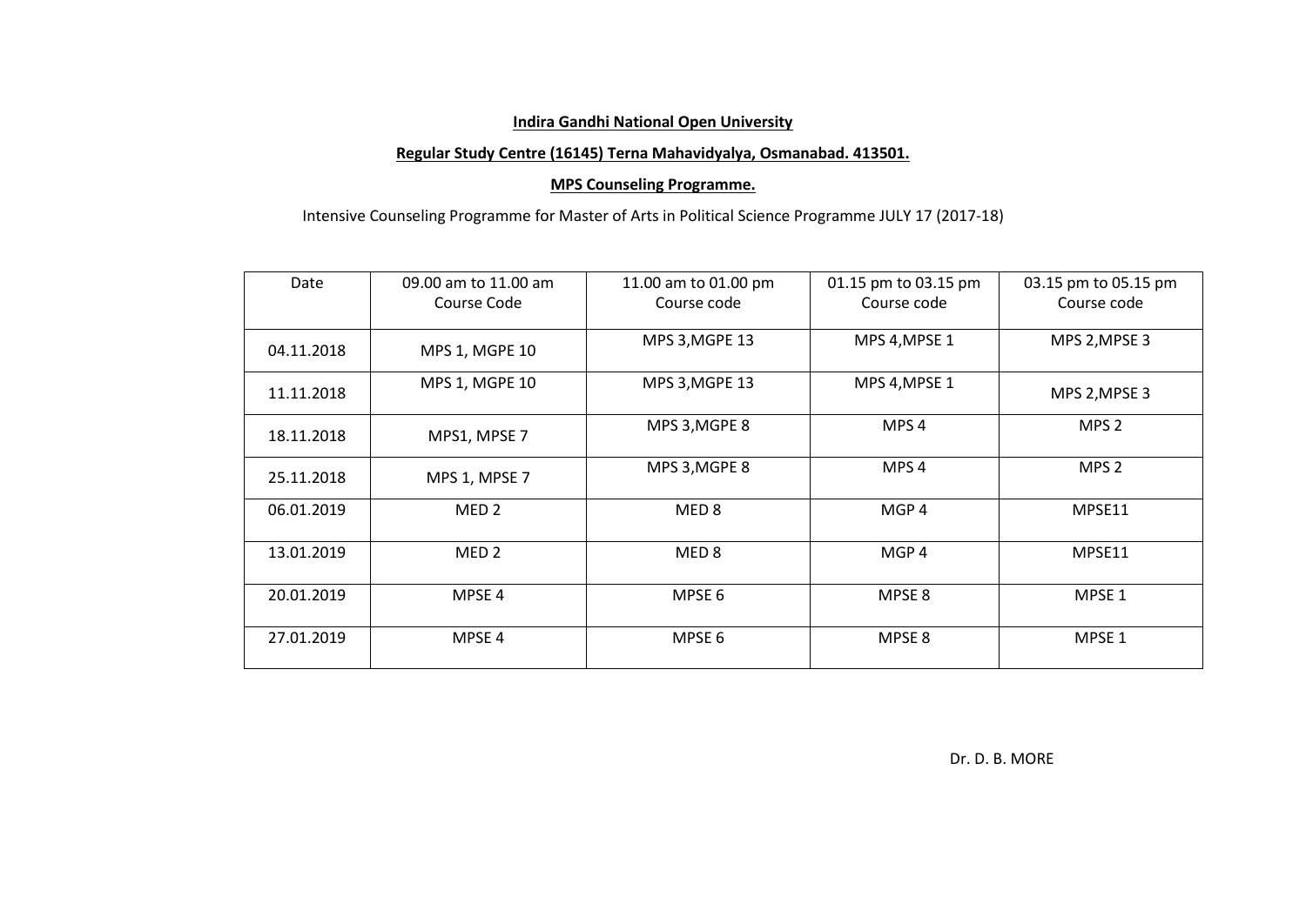**Indira Gandhi National Open University**

**Regular Study Centre (16145) Terna Mahavidyalya, Osmanabad. 413501.**

**MPS Counseling Programme.**

Intensive Counseling Programme for Master of Arts in Political Science Programme JULY 17 (2017-18)

| Date | 09.00 am to 11.00 am Course Code | 11.00 am to 01.00 pm Course code | 01.15 pm to 03.15 pm Course code | 03.15 pm to 05.15 pm Course code |
|---|---|---|---|---|
| 04.11.2018 | MPS 1, MGPE 10 | MPS 3,MGPE 13 | MPS 4,MPSE 1 | MPS 2,MPSE 3 |
| 11.11.2018 | MPS 1, MGPE 10 | MPS 3,MGPE 13 | MPS 4,MPSE 1 | MPS 2,MPSE 3 |
| 18.11.2018 | MPS1, MPSE 7 | MPS 3,MGPE 8 | MPS 4 | MPS 2 |
| 25.11.2018 | MPS 1, MPSE 7 | MPS 3,MGPE 8 | MPS 4 | MPS 2 |
| 06.01.2019 | MED 2 | MED 8 | MGP 4 | MPSE11 |
| 13.01.2019 | MED 2 | MED 8 | MGP 4 | MPSE11 |
| 20.01.2019 | MPSE 4 | MPSE 6 | MPSE 8 | MPSE 1 |
| 27.01.2019 | MPSE 4 | MPSE 6 | MPSE 8 | MPSE 1 |

Dr. D. B. MORE